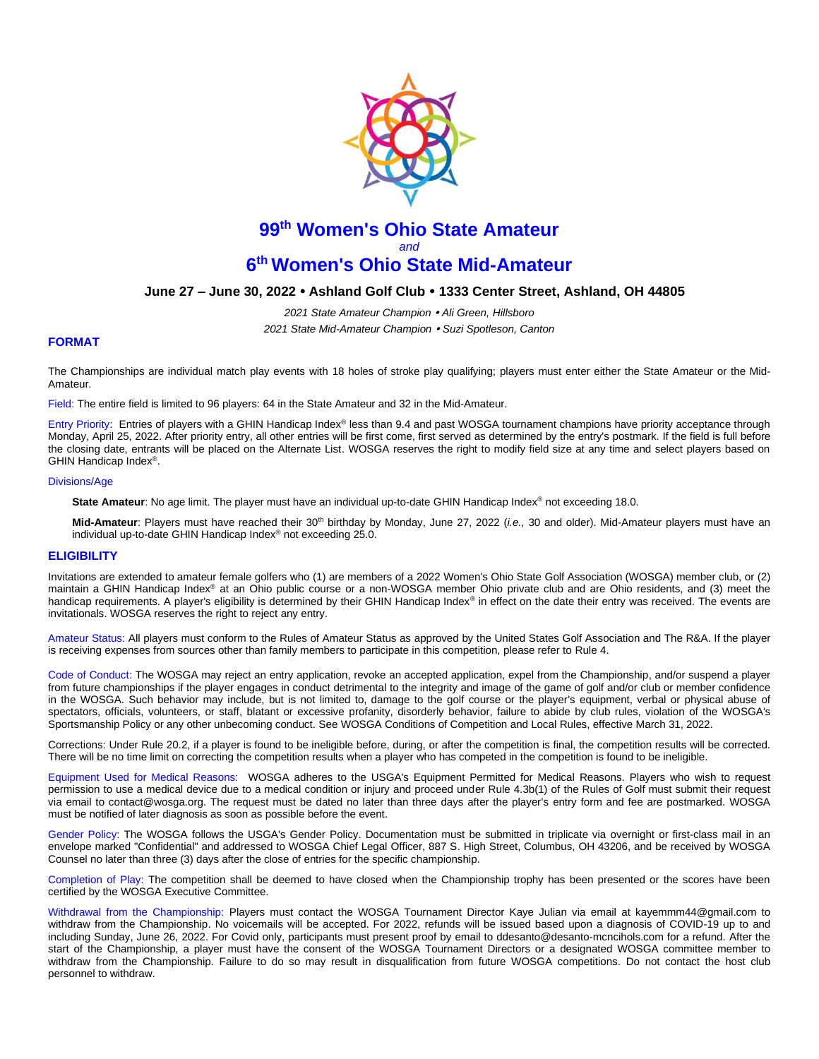# 99th Women's Ohio State Amateur

*and*

# 6th Women's Ohio State Mid-Amateur

**June 27 – June 30, 2022 • Ashland Golf Club • 1333 Center Street, Ashland, OH 44805**

*2021 State Amateur Champion • Ali Green, Hillsboro*

*2021 State Mid-Amateur Champion • Suzi Spotleson, Canton*

## FORMAT

The Championships are individual match play events with 18 holes of stroke play qualifying; players must enter either the State Amateur or the Mid-Amateur.

Field: The entire field is limited to 96 players: 64 in the State Amateur and 32 in the Mid-Amateur.

Entry Priority: Entries of players with a GHIN Handicap Index® less than 9.4 and past WOSGA tournament champions have priority acceptance through Monday, April 25, 2022. After priority entry, all other entries will be first come, first served as determined by the entry's postmark. If the field is full before the closing date, entrants will be placed on the Alternate List. WOSGA reserves the right to modify field size at any time and select players based on GHIN Handicap Index®.

Divisions/Age

**State Amateur**: No age limit. The player must have an individual up-to-date GHIN Handicap Index® not exceeding 18.0.

**Mid-Amateur**: Players must have reached their 30th birthday by Monday, June 27, 2022 (*i.e.,* 30 and older). Mid-Amateur players must have an individual up-to-date GHIN Handicap Index® not exceeding 25.0.

## ELIGIBILITY

Invitations are extended to amateur female golfers who (1) are members of a 2022 Women's Ohio State Golf Association (WOSGA) member club, or (2) maintain a GHIN Handicap Index® at an Ohio public course or a non-WOSGA member Ohio private club and are Ohio residents, and (3) meet the handicap requirements. A player's eligibility is determined by their GHIN Handicap Index® in effect on the date their entry was received. The events are invitationals. WOSGA reserves the right to reject any entry.

Amateur Status: All players must conform to the Rules of Amateur Status as approved by the United States Golf Association and The R&A. If the player is receiving expenses from sources other than family members to participate in this competition, please refer to Rule 4.

Code of Conduct: The WOSGA may reject an entry application, revoke an accepted application, expel from the Championship, and/or suspend a player from future championships if the player engages in conduct detrimental to the integrity and image of the game of golf and/or club or member confidence in the WOSGA. Such behavior may include, but is not limited to, damage to the golf course or the player's equipment, verbal or physical abuse of spectators, officials, volunteers, or staff, blatant or excessive profanity, disorderly behavior, failure to abide by club rules, violation of the WOSGA's Sportsmanship Policy or any other unbecoming conduct. See WOSGA Conditions of Competition and Local Rules, effective March 31, 2022.

Corrections: Under Rule 20.2, if a player is found to be ineligible before, during, or after the competition is final, the competition results will be corrected. There will be no time limit on correcting the competition results when a player who has competed in the competition is found to be ineligible.

Equipment Used for Medical Reasons: WOSGA adheres to the USGA's Equipment Permitted for Medical Reasons. Players who wish to request permission to use a medical device due to a medical condition or injury and proceed under Rule 4.3b(1) of the Rules of Golf must submit their request via email to contact@wosga.org. The request must be dated no later than three days after the player's entry form and fee are postmarked. WOSGA must be notified of later diagnosis as soon as possible before the event.

Gender Policy: The WOSGA follows the USGA's Gender Policy. Documentation must be submitted in triplicate via overnight or first-class mail in an envelope marked "Confidential" and addressed to WOSGA Chief Legal Officer, 887 S. High Street, Columbus, OH 43206, and be received by WOSGA Counsel no later than three (3) days after the close of entries for the specific championship.

Completion of Play: The competition shall be deemed to have closed when the Championship trophy has been presented or the scores have been certified by the WOSGA Executive Committee.

Withdrawal from the Championship: Players must contact the WOSGA Tournament Director Kaye Julian via email at kayemmm44@gmail.com to withdraw from the Championship. No voicemails will be accepted. For 2022, refunds will be issued based upon a diagnosis of COVID-19 up to and including Sunday, June 26, 2022. For Covid only, participants must present proof by email to ddesanto@desanto-mcncihols.com for a refund. After the start of the Championship, a player must have the consent of the WOSGA Tournament Directors or a designated WOSGA committee member to withdraw from the Championship. Failure to do so may result in disqualification from future WOSGA competitions. Do not contact the host club personnel to withdraw.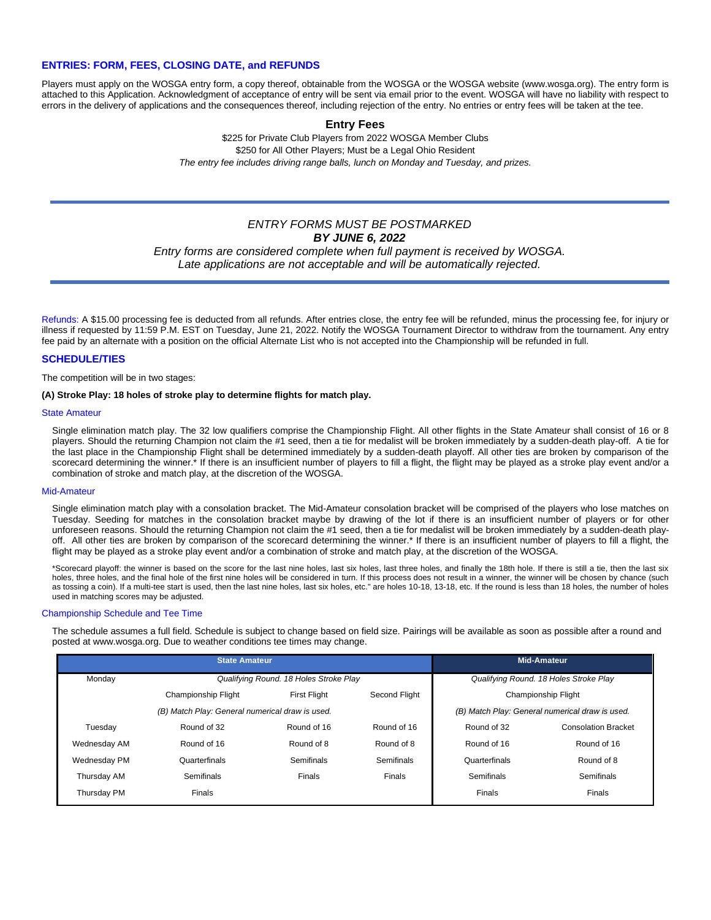## ENTRIES: FORM, FEES, CLOSING DATE, and REFUNDS

Players must apply on the WOSGA entry form, a copy thereof, obtainable from the WOSGA or the WOSGA website (www.wosga.org). The entry form is attached to this Application. Acknowledgment of acceptance of entry will be sent via email prior to the event. WOSGA will have no liability with respect to errors in the delivery of applications and the consequences thereof, including rejection of the entry. No entries or entry fees will be taken at the tee.

### Entry Fees

$225 for Private Club Players from 2022 WOSGA Member Clubs

$250 for All Other Players; Must be a Legal Ohio Resident

*The entry fee includes driving range balls, lunch on Monday and Tuesday, and prizes.*

---

*ENTRY FORMS MUST BE POSTMARKED*

***BY JUNE 6, 2022***

*Entry forms are considered complete when full payment is received by WOSGA.*

*Late applications are not acceptable and will be automatically rejected.*

---

Refunds: A $15.00 processing fee is deducted from all refunds. After entries close, the entry fee will be refunded, minus the processing fee, for injury or illness if requested by 11:59 P.M. EST on Tuesday, June 21, 2022. Notify the WOSGA Tournament Director to withdraw from the tournament. Any entry fee paid by an alternate with a position on the official Alternate List who is not accepted into the Championship will be refunded in full.

## SCHEDULE/TIES

The competition will be in two stages:

**(A) Stroke Play: 18 holes of stroke play to determine flights for match play.**

#### State Amateur

Single elimination match play. The 32 low qualifiers comprise the Championship Flight. All other flights in the State Amateur shall consist of 16 or 8 players. Should the returning Champion not claim the #1 seed, then a tie for medalist will be broken immediately by a sudden-death play-off. A tie for the last place in the Championship Flight shall be determined immediately by a sudden-death playoff. All other ties are broken by comparison of the scorecard determining the winner.* If there is an insufficient number of players to fill a flight, the flight may be played as a stroke play event and/or a combination of stroke and match play, at the discretion of the WOSGA.

#### Mid-Amateur

Single elimination match play with a consolation bracket. The Mid-Amateur consolation bracket will be comprised of the players who lose matches on Tuesday. Seeding for matches in the consolation bracket maybe by drawing of the lot if there is an insufficient number of players or for other unforeseen reasons. Should the returning Champion not claim the #1 seed, then a tie for medalist will be broken immediately by a sudden-death play-off. All other ties are broken by comparison of the scorecard determining the winner.* If there is an insufficient number of players to fill a flight, the flight may be played as a stroke play event and/or a combination of stroke and match play, at the discretion of the WOSGA.

*Scorecard playoff: the winner is based on the score for the last nine holes, last six holes, last three holes, and finally the 18th hole. If there is still a tie, then the last six holes, three holes, and the final hole of the first nine holes will be considered in turn. If this process does not result in a winner, the winner will be chosen by chance (such as tossing a coin). If a multi-tee start is used, then the last nine holes, last six holes, etc." are holes 10-18, 13-18, etc. If the round is less than 18 holes, the number of holes used in matching scores may be adjusted.

#### Championship Schedule and Tee Time

The schedule assumes a full field. Schedule is subject to change based on field size. Pairings will be available as soon as possible after a round and posted at www.wosga.org. Due to weather conditions tee times may change.

| | State Amateur | | | Mid-Amateur | |
|---|---|---|---|---|---|
| Monday | *Qualifying Round. 18 Holes Stroke Play* | | | *Qualifying Round. 18 Holes Stroke Play* | |
| | Championship Flight | First Flight | Second Flight | Championship Flight | |
| | *(B) Match Play: General numerical draw is used.* | | | *(B) Match Play: General numerical draw is used.* | |
| Tuesday | Round of 32 | Round of 16 | Round of 16 | Round of 32 | Consolation Bracket |
| Wednesday AM | Round of 16 | Round of 8 | Round of 8 | Round of 16 | Round of 16 |
| Wednesday PM | Quarterfinals | Semifinals | Semifinals | Quarterfinals | Round of 8 |
| Thursday AM | Semifinals | Finals | Finals | Semifinals | Semifinals |
| Thursday PM | Finals | | | Finals | Finals |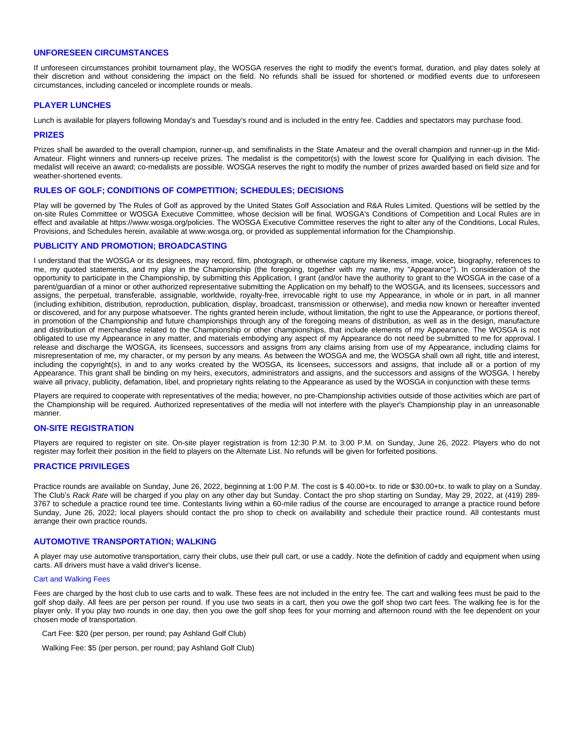## UNFORESEEN CIRCUMSTANCES

If unforeseen circumstances prohibit tournament play, the WOSGA reserves the right to modify the event's format, duration, and play dates solely at their discretion and without considering the impact on the field. No refunds shall be issued for shortened or modified events due to unforeseen circumstances, including canceled or incomplete rounds or meals.

## PLAYER LUNCHES

Lunch is available for players following Monday's and Tuesday's round and is included in the entry fee. Caddies and spectators may purchase food.

## PRIZES

Prizes shall be awarded to the overall champion, runner-up, and semifinalists in the State Amateur and the overall champion and runner-up in the Mid-Amateur. Flight winners and runners-up receive prizes. The medalist is the competitor(s) with the lowest score for Qualifying in each division. The medalist will receive an award; co-medalists are possible. WOSGA reserves the right to modify the number of prizes awarded based on field size and for weather-shortened events.

## RULES OF GOLF; CONDITIONS OF COMPETITION; SCHEDULES; DECISIONS

Play will be governed by The Rules of Golf as approved by the United States Golf Association and R&A Rules Limited. Questions will be settled by the on-site Rules Committee or WOSGA Executive Committee, whose decision will be final. WOSGA's Conditions of Competition and Local Rules are in effect and available at https://www.wosga.org/policies. The WOSGA Executive Committee reserves the right to alter any of the Conditions, Local Rules, Provisions, and Schedules herein, available at www.wosga.org, or provided as supplemental information for the Championship.

## PUBLICITY AND PROMOTION; BROADCASTING

I understand that the WOSGA or its designees, may record, film, photograph, or otherwise capture my likeness, image, voice, biography, references to me, my quoted statements, and my play in the Championship (the foregoing, together with my name, my "Appearance"). In consideration of the opportunity to participate in the Championship, by submitting this Application, I grant (and/or have the authority to grant to the WOSGA in the case of a parent/guardian of a minor or other authorized representative submitting the Application on my behalf) to the WOSGA, and its licensees, successors and assigns, the perpetual, transferable, assignable, worldwide, royalty-free, irrevocable right to use my Appearance, in whole or in part, in all manner (including exhibition, distribution, reproduction, publication, display, broadcast, transmission or otherwise), and media now known or hereafter invented or discovered, and for any purpose whatsoever. The rights granted herein include, without limitation, the right to use the Appearance, or portions thereof, in promotion of the Championship and future championships through any of the foregoing means of distribution, as well as in the design, manufacture and distribution of merchandise related to the Championship or other championships, that include elements of my Appearance. The WOSGA is not obligated to use my Appearance in any matter, and materials embodying any aspect of my Appearance do not need be submitted to me for approval. I release and discharge the WOSGA, its licensees, successors and assigns from any claims arising from use of my Appearance, including claims for misrepresentation of me, my character, or my person by any means. As between the WOSGA and me, the WOSGA shall own all right, title and interest, including the copyright(s), in and to any works created by the WOSGA, its licensees, successors and assigns, that include all or a portion of my Appearance. This grant shall be binding on my heirs, executors, administrators and assigns, and the successors and assigns of the WOSGA. I hereby waive all privacy, publicity, defamation, libel, and proprietary rights relating to the Appearance as used by the WOSGA in conjunction with these terms

Players are required to cooperate with representatives of the media; however, no pre-Championship activities outside of those activities which are part of the Championship will be required. Authorized representatives of the media will not interfere with the player's Championship play in an unreasonable manner.

## ON-SITE REGISTRATION

Players are required to register on site. On-site player registration is from 12:30 P.M. to 3:00 P.M. on Sunday, June 26, 2022. Players who do not register may forfeit their position in the field to players on the Alternate List. No refunds will be given for forfeited positions.

## PRACTICE PRIVILEGES

Practice rounds are available on Sunday, June 26, 2022, beginning at 1:00 P.M. The cost is $ 40.00+tx. to ride or $30.00+tx. to walk to play on a Sunday. The Club's *Rack Rate* will be charged if you play on any other day but Sunday. Contact the pro shop starting on Sunday, May 29, 2022, at (419) 289-3767 to schedule a practice round tee time. Contestants living within a 60-mile radius of the course are encouraged to arrange a practice round before Sunday, June 26, 2022; local players should contact the pro shop to check on availability and schedule their practice round. All contestants must arrange their own practice rounds.

## AUTOMOTIVE TRANSPORTATION; WALKING

A player may use automotive transportation, carry their clubs, use their pull cart, or use a caddy. Note the definition of caddy and equipment when using carts. All drivers must have a valid driver's license.

### Cart and Walking Fees

Fees are charged by the host club to use carts and to walk. These fees are not included in the entry fee. The cart and walking fees must be paid to the golf shop daily. All fees are per person per round. If you use two seats in a cart, then you owe the golf shop two cart fees. The walking fee is for the player only. If you play two rounds in one day, then you owe the golf shop fees for your morning and afternoon round with the fee dependent on your chosen mode of transportation.

Cart Fee: $20 (per person, per round; pay Ashland Golf Club)

Walking Fee: $5 (per person, per round; pay Ashland Golf Club)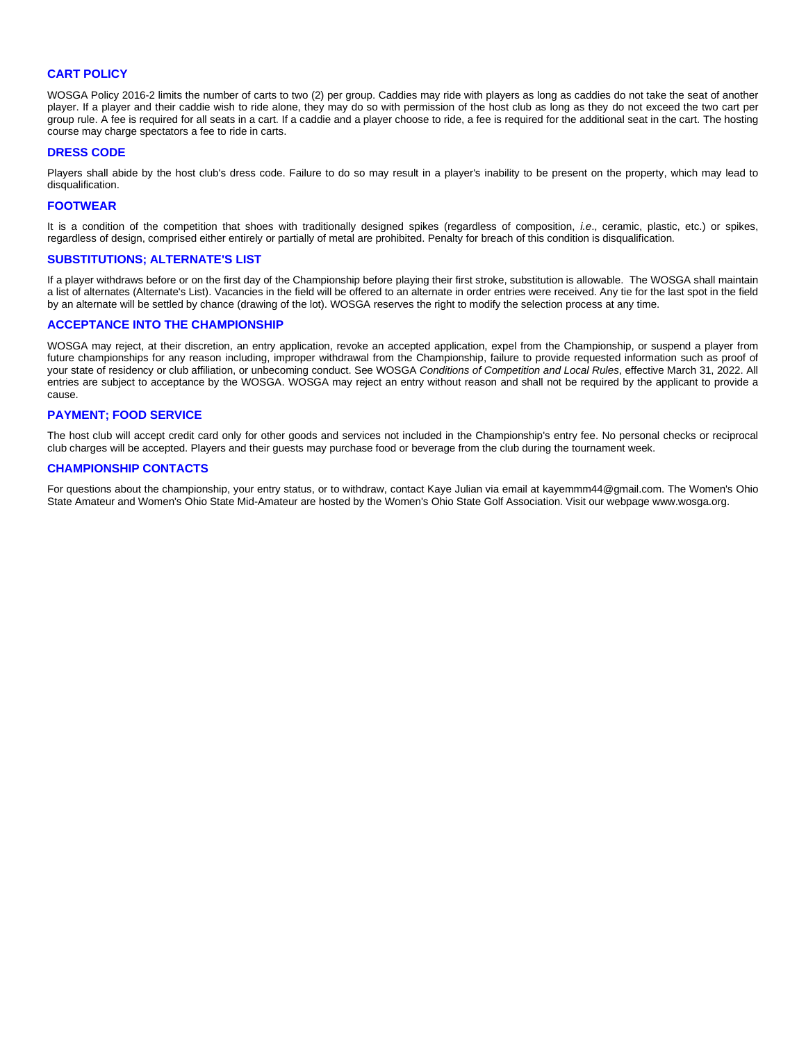## CART POLICY

WOSGA Policy 2016-2 limits the number of carts to two (2) per group. Caddies may ride with players as long as caddies do not take the seat of another player. If a player and their caddie wish to ride alone, they may do so with permission of the host club as long as they do not exceed the two cart per group rule. A fee is required for all seats in a cart. If a caddie and a player choose to ride, a fee is required for the additional seat in the cart. The hosting course may charge spectators a fee to ride in carts.

## DRESS CODE

Players shall abide by the host club's dress code. Failure to do so may result in a player's inability to be present on the property, which may lead to disqualification.

## FOOTWEAR

It is a condition of the competition that shoes with traditionally designed spikes (regardless of composition, *i.e*., ceramic, plastic, etc.) or spikes, regardless of design, comprised either entirely or partially of metal are prohibited. Penalty for breach of this condition is disqualification.

## SUBSTITUTIONS; ALTERNATE'S LIST

If a player withdraws before or on the first day of the Championship before playing their first stroke, substitution is allowable. The WOSGA shall maintain a list of alternates (Alternate's List). Vacancies in the field will be offered to an alternate in order entries were received. Any tie for the last spot in the field by an alternate will be settled by chance (drawing of the lot). WOSGA reserves the right to modify the selection process at any time.

## ACCEPTANCE INTO THE CHAMPIONSHIP

WOSGA may reject, at their discretion, an entry application, revoke an accepted application, expel from the Championship, or suspend a player from future championships for any reason including, improper withdrawal from the Championship, failure to provide requested information such as proof of your state of residency or club affiliation, or unbecoming conduct. See WOSGA *Conditions of Competition and Local Rules*, effective March 31, 2022. All entries are subject to acceptance by the WOSGA. WOSGA may reject an entry without reason and shall not be required by the applicant to provide a cause.

## PAYMENT; FOOD SERVICE

The host club will accept credit card only for other goods and services not included in the Championship's entry fee. No personal checks or reciprocal club charges will be accepted. Players and their guests may purchase food or beverage from the club during the tournament week.

## CHAMPIONSHIP CONTACTS

For questions about the championship, your entry status, or to withdraw, contact Kaye Julian via email at kayemmm44@gmail.com. The Women's Ohio State Amateur and Women's Ohio State Mid-Amateur are hosted by the Women's Ohio State Golf Association. Visit our webpage www.wosga.org.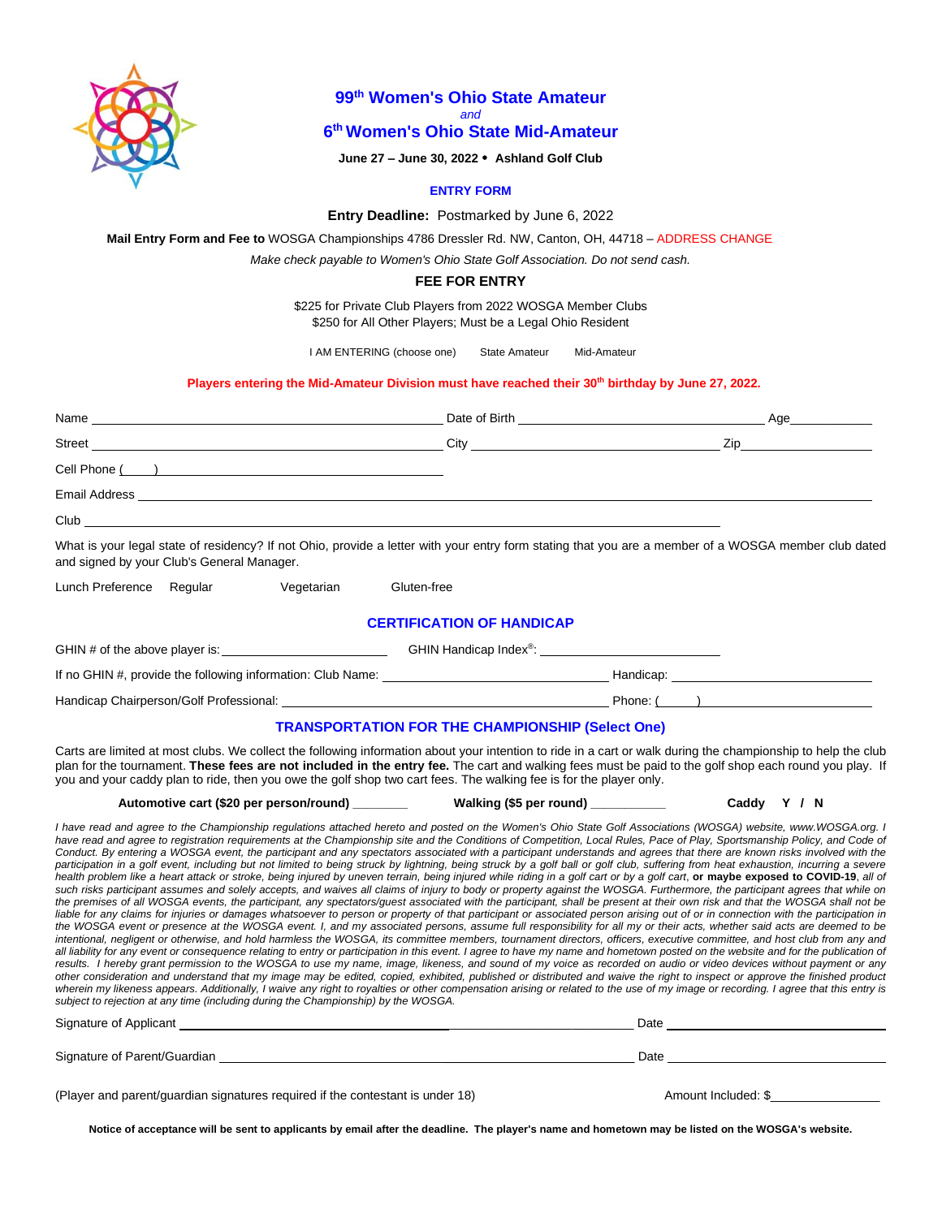# 99th Women's Ohio State Amateur

*and*

# 6th Women's Ohio State Mid-Amateur

**June 27 – June 30, 2022 • Ashland Golf Club**

## ENTRY FORM

**Entry Deadline:** Postmarked by June 6, 2022

**Mail Entry Form and Fee to** WOSGA Championships 4786 Dressler Rd. NW, Canton, OH, 44718 – ADDRESS CHANGE

*Make check payable to Women's Ohio State Golf Association. Do not send cash.*

### FEE FOR ENTRY

$225 for Private Club Players from 2022 WOSGA Member Clubs
$250 for All Other Players; Must be a Legal Ohio Resident

I AM ENTERING (choose one) State Amateur Mid-Amateur

**Players entering the Mid-Amateur Division must have reached their 30th birthday by June 27, 2022.**

Name ______________________ Date of Birth ______________________ Age __________

Street ______________________ City ______________________ Zip __________

Cell Phone ( ) ______________________

Email Address ______________________

Club ______________________

What is your legal state of residency? If not Ohio, provide a letter with your entry form stating that you are a member of a WOSGA member club dated and signed by your Club's General Manager.

Lunch Preference Regular Vegetarian Gluten-free

## CERTIFICATION OF HANDICAP

GHIN # of the above player is: ______________ GHIN Handicap Index®: ______________

If no GHIN #, provide the following information: Club Name: ______________ Handicap: ______________

Handicap Chairperson/Golf Professional: ______________ Phone: ( ) ______________

## TRANSPORTATION FOR THE CHAMPIONSHIP (Select One)

Carts are limited at most clubs. We collect the following information about your intention to ride in a cart or walk during the championship to help the club plan for the tournament. **These fees are not included in the entry fee.** The cart and walking fees must be paid to the golf shop each round you play. If you and your caddy plan to ride, then you owe the golf shop two cart fees. The walking fee is for the player only.

**Automotive cart ($20 per person/round) _______ Walking ($5 per round) __________ Caddy Y / N**

*I have read and agree to the Championship regulations attached hereto and posted on the Women's Ohio State Golf Associations (WOSGA) website, www.WOSGA.org. I have read and agree to registration requirements at the Championship site and the Conditions of Competition, Local Rules, Pace of Play, Sportsmanship Policy, and Code of Conduct. By entering a WOSGA event, the participant and any spectators associated with a participant understands and agrees that there are known risks involved with the participation in a golf event, including but not limited to being struck by lightning, being struck by a golf ball or golf club, suffering from heat exhaustion, incurring a severe health problem like a heart attack or stroke, being injured by uneven terrain, being injured while riding in a golf cart or by a golf cart,* ***or maybe exposed to COVID-19****, all of such risks participant assumes and solely accepts, and waives all claims of injury to body or property against the WOSGA. Furthermore, the participant agrees that while on the premises of all WOSGA events, the participant, and any spectators/guest associated with the participant, shall be present at their own risk and that the WOSGA shall not be liable for any claims for injuries or damages whatsoever to person or property of that participant or associated person arising out of or in connection with the participation in the WOSGA event or presence at the WOSGA event. I, and my associated persons, assume full responsibility for all my or their acts, whether said acts are deemed to be intentional, negligent or otherwise, and hold harmless the WOSGA, its committee members, tournament directors, officers, executive committee, and host club from any and all liability for any event or consequence relating to entry or participation in this event. I agree to have my name and hometown posted on the website and for the publication of results. I hereby grant permission to the WOSGA to use my name, image, likeness, and sound of my voice as recorded on audio or video devices without payment or any other consideration and understand that my image may be edited, copied, exhibited, published or distributed and waive the right to inspect or approve the finished product wherein my likeness appears. Additionally, I waive any right to royalties or other compensation arising or related to the use of my image or recording. I agree that this entry is subject to rejection at any time (including during the Championship) by the WOSGA.*

Signature of Applicant ______________________ Date ______________

Signature of Parent/Guardian ______________________ Date ______________

(Player and parent/guardian signatures required if the contestant is under 18) Amount Included: $______________

**Notice of acceptance will be sent to applicants by email after the deadline. The player's name and hometown may be listed on the WOSGA's website.**